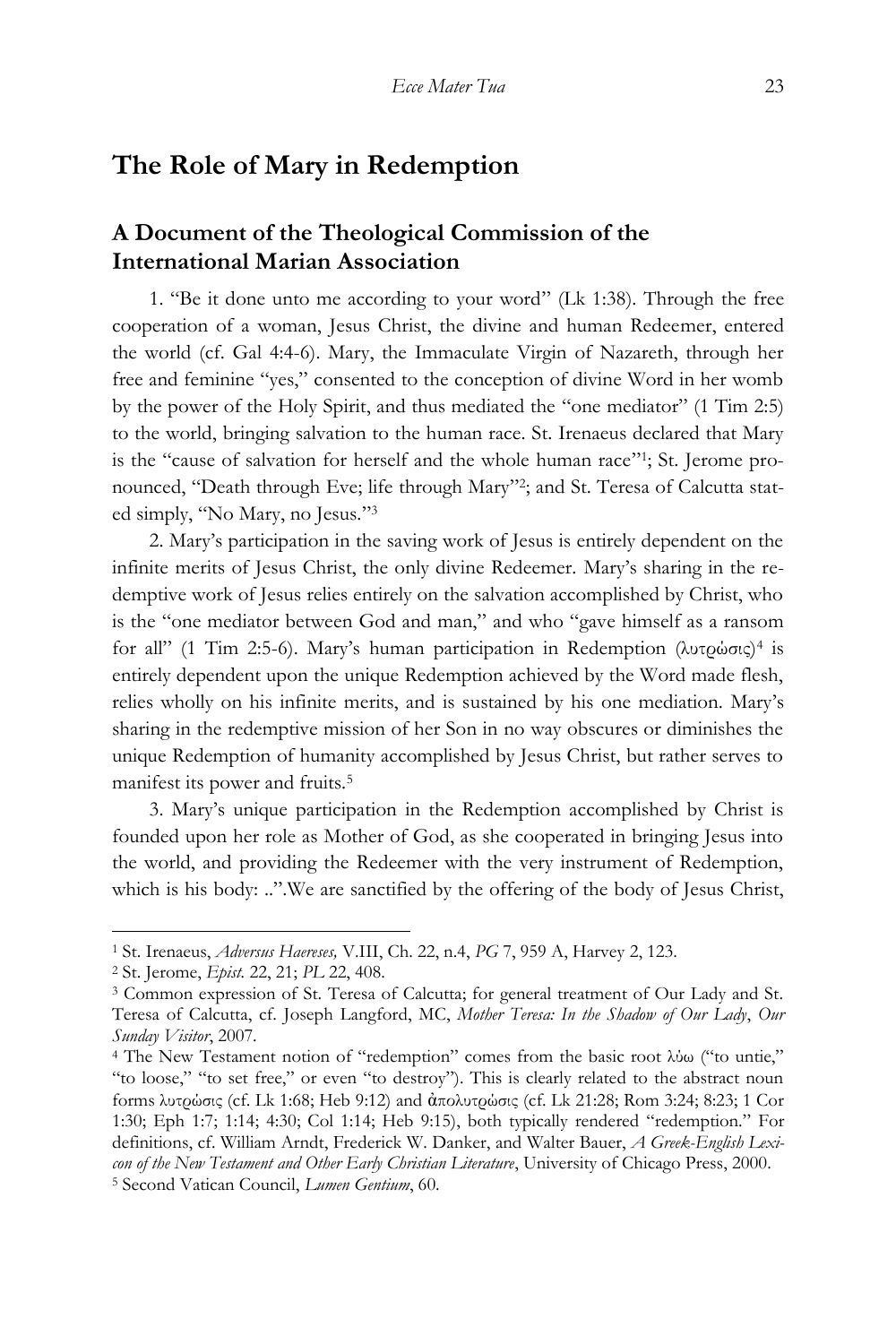# The Role of Mary in Redemption

## A Document of the Theological Commission of the International Marian Association

1. "Be it done unto me according to your word" (Lk 1:38). Through the free cooperation of a woman, Jesus Christ, the divine and human Redeemer, entered the world (cf. Gal 4:4-6). Mary, the Immaculate Virgin of Nazareth, through her free and feminine "yes," consented to the conception of divine Word in her womb by the power of the Holy Spirit, and thus mediated the "one mediator" (1 Tim 2:5) to the world, bringing salvation to the human race. St. Irenaeus declared that Mary is the "cause of salvation for herself and the whole human race"[1]; St. Jerome pronounced, "Death through Eve; life through Mary"[2]; and St. Teresa of Calcutta stated simply, "No Mary, no Jesus."[3]

2. Mary's participation in the saving work of Jesus is entirely dependent on the infinite merits of Jesus Christ, the only divine Redeemer. Mary's sharing in the redemptive work of Jesus relies entirely on the salvation accomplished by Christ, who is the "one mediator between God and man," and who "gave himself as a ransom for all" (1 Tim 2:5-6). Mary's human participation in Redemption (λυτρώσις)[4] is entirely dependent upon the unique Redemption achieved by the Word made flesh, relies wholly on his infinite merits, and is sustained by his one mediation. Mary's sharing in the redemptive mission of her Son in no way obscures or diminishes the unique Redemption of humanity accomplished by Jesus Christ, but rather serves to manifest its power and fruits.[5]

3. Mary's unique participation in the Redemption accomplished by Christ is founded upon her role as Mother of God, as she cooperated in bringing Jesus into the world, and providing the Redeemer with the very instrument of Redemption, which is his body: ..".We are sanctified by the offering of the body of Jesus Christ,

---

[1] St. Irenaeus, *Adversus Haereses,* V.III, Ch. 22, n.4, *PG* 7, 959 A, Harvey 2, 123.

[2] St. Jerome, *Epist.* 22, 21; *PL* 22, 408.

[3] Common expression of St. Teresa of Calcutta; for general treatment of Our Lady and St. Teresa of Calcutta, cf. Joseph Langford, MC, *Mother Teresa: In the Shadow of Our Lady*, *Our Sunday Visitor*, 2007.

[4] The New Testament notion of "redemption" comes from the basic root λύω ("to untie," "to loose," "to set free," or even "to destroy"). This is clearly related to the abstract noun forms λυτρώσις (cf. Lk 1:68; Heb 9:12) and ἀπολυτρώσις (cf. Lk 21:28; Rom 3:24; 8:23; 1 Cor 1:30; Eph 1:7; 1:14; 4:30; Col 1:14; Heb 9:15), both typically rendered "redemption." For definitions, cf. William Arndt, Frederick W. Danker, and Walter Bauer, *A Greek-English Lexicon of the New Testament and Other Early Christian Literature*, University of Chicago Press, 2000.

[5] Second Vatican Council, *Lumen Gentium*, 60.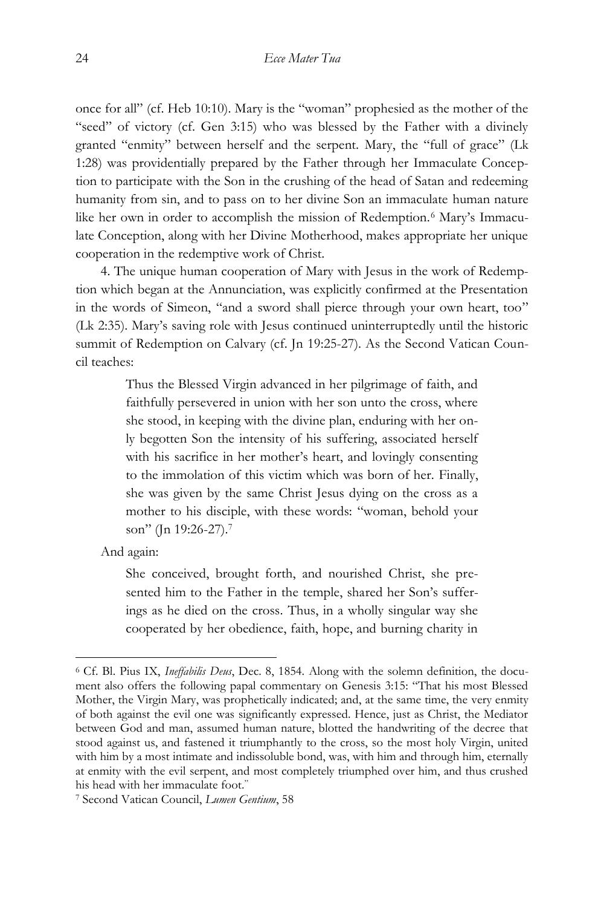once for all" (cf. Heb 10:10). Mary is the "woman" prophesied as the mother of the "seed" of victory (cf. Gen 3:15) who was blessed by the Father with a divinely granted "enmity" between herself and the serpent. Mary, the "full of grace" (Lk 1:28) was providentially prepared by the Father through her Immaculate Conception to participate with the Son in the crushing of the head of Satan and redeeming humanity from sin, and to pass on to her divine Son an immaculate human nature like her own in order to accomplish the mission of Redemption.[6] Mary's Immaculate Conception, along with her Divine Motherhood, makes appropriate her unique cooperation in the redemptive work of Christ.

4. The unique human cooperation of Mary with Jesus in the work of Redemption which began at the Annunciation, was explicitly confirmed at the Presentation in the words of Simeon, "and a sword shall pierce through your own heart, too" (Lk 2:35). Mary's saving role with Jesus continued uninterruptedly until the historic summit of Redemption on Calvary (cf. Jn 19:25-27). As the Second Vatican Council teaches:

> Thus the Blessed Virgin advanced in her pilgrimage of faith, and faithfully persevered in union with her son unto the cross, where she stood, in keeping with the divine plan, enduring with her only begotten Son the intensity of his suffering, associated herself with his sacrifice in her mother's heart, and lovingly consenting to the immolation of this victim which was born of her. Finally, she was given by the same Christ Jesus dying on the cross as a mother to his disciple, with these words: "woman, behold your son" (Jn 19:26-27).[7]

And again:

> She conceived, brought forth, and nourished Christ, she presented him to the Father in the temple, shared her Son's sufferings as he died on the cross. Thus, in a wholly singular way she cooperated by her obedience, faith, hope, and burning charity in

---

[6] Cf. Bl. Pius IX, *Ineffabilis Deus*, Dec. 8, 1854. Along with the solemn definition, the document also offers the following papal commentary on Genesis 3:15: "That his most Blessed Mother, the Virgin Mary, was prophetically indicated; and, at the same time, the very enmity of both against the evil one was significantly expressed. Hence, just as Christ, the Mediator between God and man, assumed human nature, blotted the handwriting of the decree that stood against us, and fastened it triumphantly to the cross, so the most holy Virgin, united with him by a most intimate and indissoluble bond, was, with him and through him, eternally at enmity with the evil serpent, and most completely triumphed over him, and thus crushed his head with her immaculate foot."

[7] Second Vatican Council, *Lumen Gentium*, 58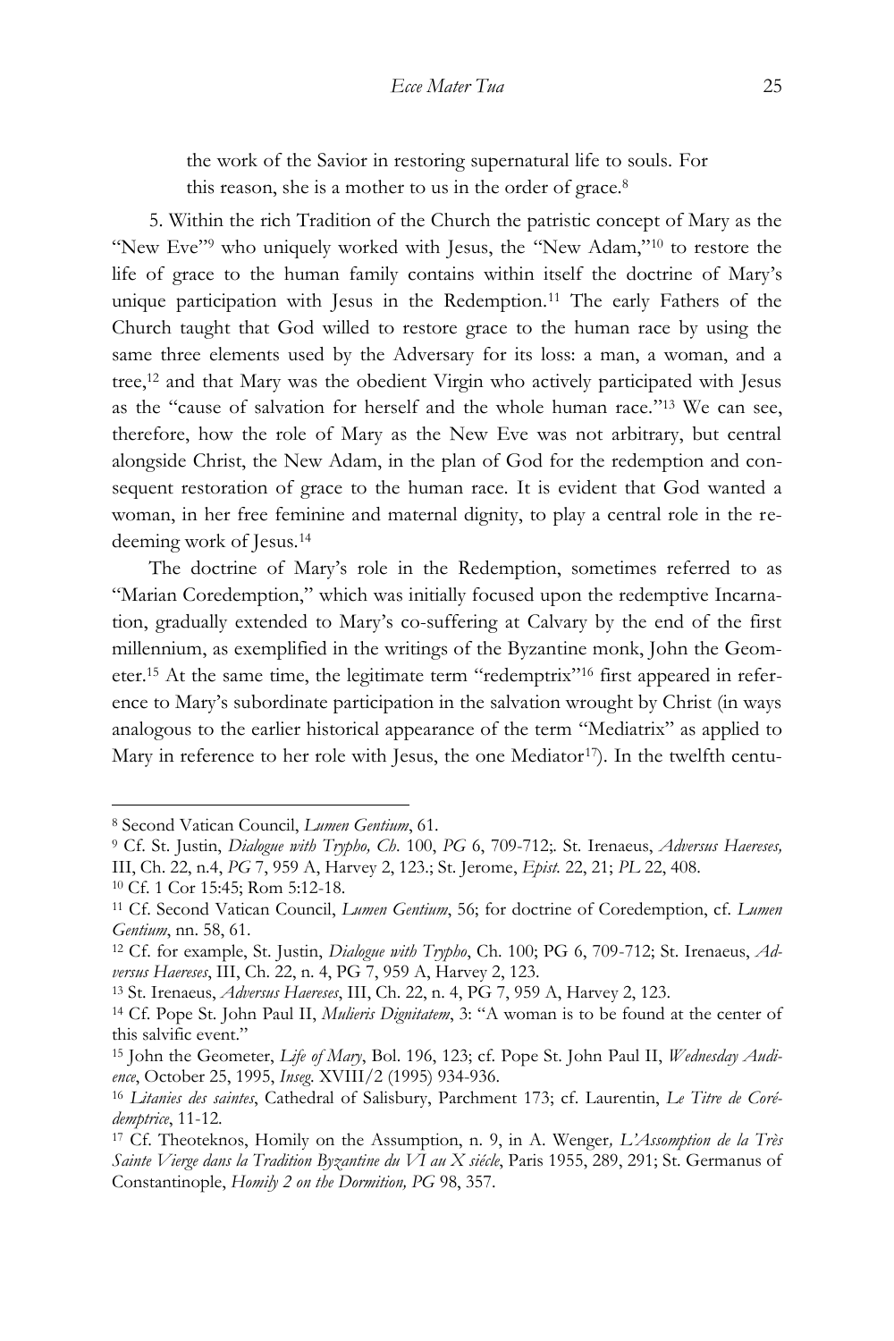the work of the Savior in restoring supernatural life to souls. For this reason, she is a mother to us in the order of grace.[8]

5. Within the rich Tradition of the Church the patristic concept of Mary as the "New Eve"[9] who uniquely worked with Jesus, the "New Adam,"[10] to restore the life of grace to the human family contains within itself the doctrine of Mary's unique participation with Jesus in the Redemption.[11] The early Fathers of the Church taught that God willed to restore grace to the human race by using the same three elements used by the Adversary for its loss: a man, a woman, and a tree,[12] and that Mary was the obedient Virgin who actively participated with Jesus as the "cause of salvation for herself and the whole human race."[13] We can see, therefore, how the role of Mary as the New Eve was not arbitrary, but central alongside Christ, the New Adam, in the plan of God for the redemption and consequent restoration of grace to the human race. It is evident that God wanted a woman, in her free feminine and maternal dignity, to play a central role in the redeeming work of Jesus.[14]

The doctrine of Mary's role in the Redemption, sometimes referred to as "Marian Coredemption," which was initially focused upon the redemptive Incarnation, gradually extended to Mary's co-suffering at Calvary by the end of the first millennium, as exemplified in the writings of the Byzantine monk, John the Geometer.[15] At the same time, the legitimate term "redemptrix"[16] first appeared in reference to Mary's subordinate participation in the salvation wrought by Christ (in ways analogous to the earlier historical appearance of the term "Mediatrix" as applied to Mary in reference to her role with Jesus, the one Mediator[17]). In the twelfth centu-

---

[8] Second Vatican Council, *Lumen Gentium*, 61.

[9] Cf. St. Justin, *Dialogue with Trypho, Ch.* 100, *PG* 6, 709-712;. St. Irenaeus, *Adversus Haereses,* III, Ch. 22, n.4, *PG* 7, 959 A, Harvey 2, 123.; St. Jerome, *Epist.* 22, 21; *PL* 22, 408.

[10] Cf. 1 Cor 15:45; Rom 5:12-18.

[11] Cf. Second Vatican Council, *Lumen Gentium*, 56; for doctrine of Coredemption, cf. *Lumen Gentium*, nn. 58, 61.

[12] Cf. for example, St. Justin, *Dialogue with Trypho*, Ch. 100; PG 6, 709-712; St. Irenaeus, *Adversus Haereses*, III, Ch. 22, n. 4, PG 7, 959 A, Harvey 2, 123.

[13] St. Irenaeus, *Adversus Haereses*, III, Ch. 22, n. 4, PG 7, 959 A, Harvey 2, 123.

[14] Cf. Pope St. John Paul II, *Mulieris Dignitatem*, 3: "A woman is to be found at the center of this salvific event."

[15] John the Geometer, *Life of Mary*, Bol. 196, 123; cf. Pope St. John Paul II, *Wednesday Audience*, October 25, 1995, *Inseg.* XVIII/2 (1995) 934-936.

[16] *Litanies des saintes*, Cathedral of Salisbury, Parchment 173; cf. Laurentin, *Le Titre de Corédemptrice*, 11-12.

[17] Cf. Theoteknos, Homily on the Assumption, n. 9, in A. Wenger*, L'Assomption de la Très Sainte Vierge dans la Tradition Byzantine du VI au X siécle*, Paris 1955, 289, 291; St. Germanus of Constantinople, *Homily 2 on the Dormition, PG* 98, 357.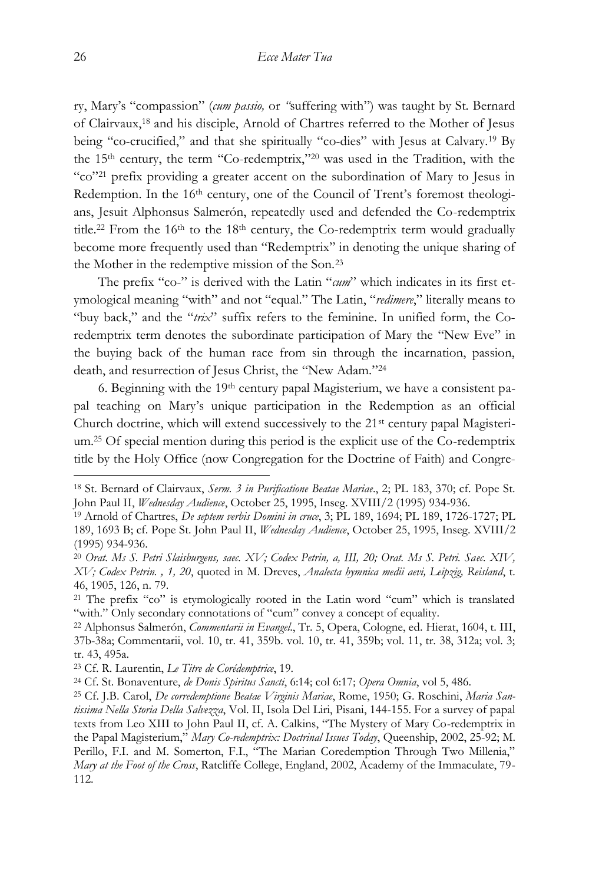ry, Mary's "compassion" (*cum passio,* or *"*suffering with") was taught by St. Bernard of Clairvaux,[18] and his disciple, Arnold of Chartres referred to the Mother of Jesus being "co-crucified," and that she spiritually "co-dies" with Jesus at Calvary.[19] By the 15th century, the term "Co-redemptrix,"[20] was used in the Tradition, with the "co"[21] prefix providing a greater accent on the subordination of Mary to Jesus in Redemption. In the 16th century, one of the Council of Trent's foremost theologians, Jesuit Alphonsus Salmerón, repeatedly used and defended the Co-redemptrix title.[22] From the 16th to the 18th century, the Co-redemptrix term would gradually become more frequently used than "Redemptrix" in denoting the unique sharing of the Mother in the redemptive mission of the Son.[23]

The prefix "co-" is derived with the Latin "*cum*" which indicates in its first etymological meaning "with" and not "equal." The Latin, "*redimere*," literally means to "buy back," and the "*trix*" suffix refers to the feminine. In unified form, the Co-redemptrix term denotes the subordinate participation of Mary the "New Eve" in the buying back of the human race from sin through the incarnation, passion, death, and resurrection of Jesus Christ, the "New Adam."[24]

6. Beginning with the 19th century papal Magisterium, we have a consistent papal teaching on Mary's unique participation in the Redemption as an official Church doctrine, which will extend successively to the 21st century papal Magisterium.[25] Of special mention during this period is the explicit use of the Co-redemptrix title by the Holy Office (now Congregation for the Doctrine of Faith) and Congre-

---

[18] St. Bernard of Clairvaux, *Serm. 3 in Purificatione Beatae Mariae.*, 2; PL 183, 370; cf. Pope St. John Paul II, *Wednesday Audience*, October 25, 1995, Inseg. XVIII/2 (1995) 934-936.

[19] Arnold of Chartres, *De septem verbis Domini in cruce*, 3; PL 189, 1694; PL 189, 1726-1727; PL 189, 1693 B; cf. Pope St. John Paul II, *Wednesday Audience*, October 25, 1995, Inseg. XVIII/2 (1995) 934-936.

[20] *Orat. Ms S. Petri Slaisburgens, saec. XV; Codex Petrin, a, III, 20; Orat. Ms S. Petri. Saec. XIV, XV; Codex Petrin. , 1, 20*, quoted in M. Dreves, *Analecta hymnica medii aevi, Leipzig, Reisland*, t. 46, 1905, 126, n. 79.

[21] The prefix "co" is etymologically rooted in the Latin word "cum" which is translated "with." Only secondary connotations of "cum" convey a concept of equality.

[22] Alphonsus Salmerón, *Commentarii in Evangel.*, Tr. 5, Opera, Cologne, ed. Hierat, 1604, t. III, 37b-38a; Commentarii, vol. 10, tr. 41, 359b. vol. 10, tr. 41, 359b; vol. 11, tr. 38, 312a; vol. 3; tr. 43, 495a.

[23] Cf. R. Laurentin, *Le Titre de Corédemptrice*, 19.

[24] Cf. St. Bonaventure, *de Donis Spiritus Sancti*, 6:14; col 6:17; *Opera Omnia*, vol 5, 486.

[25] Cf. J.B. Carol, *De corredemptione Beatae Virginis Mariae*, Rome, 1950; G. Roschini, *Maria Santissima Nella Storia Della Salvezza*, Vol. II, Isola Del Liri, Pisani, 144-155. For a survey of papal texts from Leo XIII to John Paul II, cf. A. Calkins, "The Mystery of Mary Co-redemptrix in the Papal Magisterium," *Mary Co-redemptrix: Doctrinal Issues Today*, Queenship, 2002, 25-92; M. Perillo, F.I. and M. Somerton, F.I., "The Marian Coredemption Through Two Millenia," *Mary at the Foot of the Cross*, Ratcliffe College, England, 2002, Academy of the Immaculate, 79-112.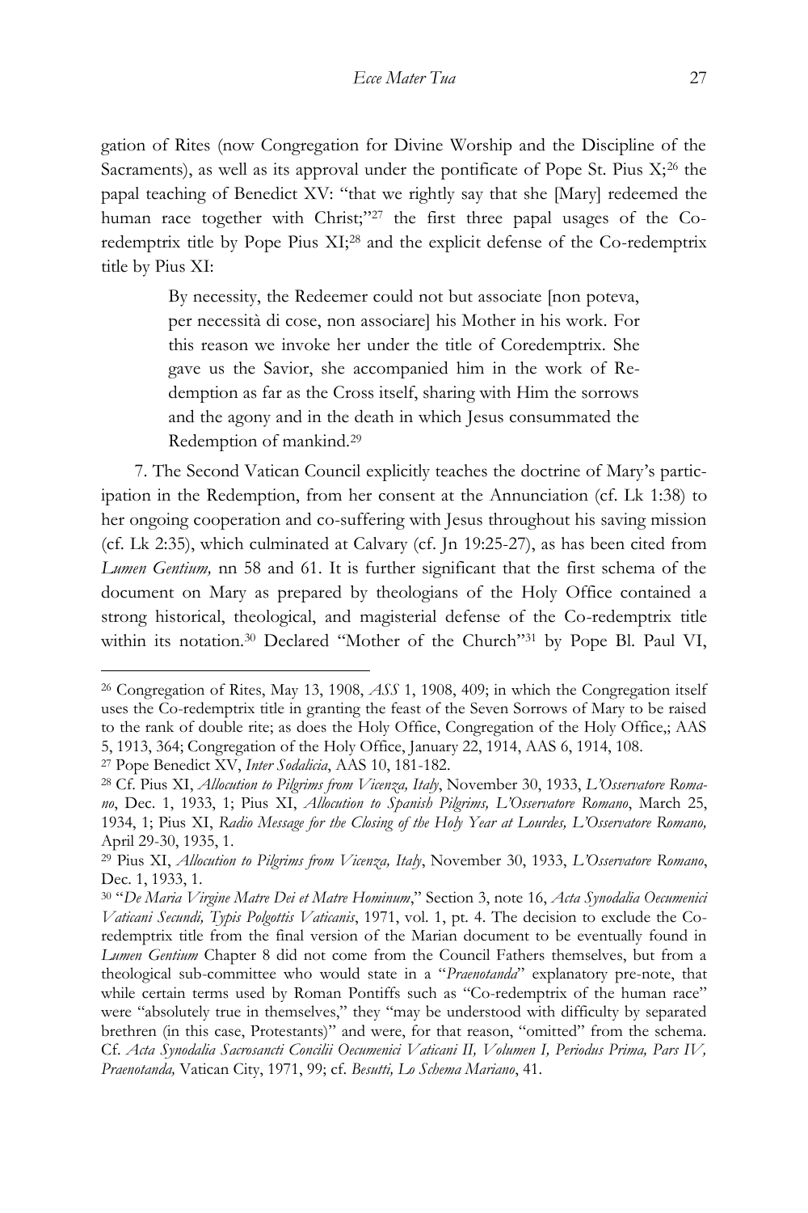gation of Rites (now Congregation for Divine Worship and the Discipline of the Sacraments), as well as its approval under the pontificate of Pope St. Pius X;[26] the papal teaching of Benedict XV: "that we rightly say that she [Mary] redeemed the human race together with Christ;"[27] the first three papal usages of the Co-redemptrix title by Pope Pius XI;[28] and the explicit defense of the Co-redemptrix title by Pius XI:

> By necessity, the Redeemer could not but associate [non poteva, per necessità di cose, non associare] his Mother in his work. For this reason we invoke her under the title of Coredemptrix. She gave us the Savior, she accompanied him in the work of Redemption as far as the Cross itself, sharing with Him the sorrows and the agony and in the death in which Jesus consummated the Redemption of mankind.[29]

7. The Second Vatican Council explicitly teaches the doctrine of Mary's participation in the Redemption, from her consent at the Annunciation (cf. Lk 1:38) to her ongoing cooperation and co-suffering with Jesus throughout his saving mission (cf. Lk 2:35), which culminated at Calvary (cf. Jn 19:25-27), as has been cited from *Lumen Gentium,* nn 58 and 61. It is further significant that the first schema of the document on Mary as prepared by theologians of the Holy Office contained a strong historical, theological, and magisterial defense of the Co-redemptrix title within its notation.[30] Declared "Mother of the Church"[31] by Pope Bl. Paul VI,

---

[26] Congregation of Rites, May 13, 1908, *ASS* 1, 1908, 409; in which the Congregation itself uses the Co-redemptrix title in granting the feast of the Seven Sorrows of Mary to be raised to the rank of double rite; as does the Holy Office, Congregation of the Holy Office,; AAS 5, 1913, 364; Congregation of the Holy Office, January 22, 1914, AAS 6, 1914, 108.

[27] Pope Benedict XV, *Inter Sodalicia*, AAS 10, 181-182.

[28] Cf. Pius XI, *Allocution to Pilgrims from Vicenza, Italy*, November 30, 1933, *L'Osservatore Romano*, Dec. 1, 1933, 1; Pius XI, *Allocution to Spanish Pilgrims, L'Osservatore Romano*, March 25, 1934, 1; Pius XI, *Radio Message for the Closing of the Holy Year at Lourdes, L'Osservatore Romano,* April 29-30, 1935, 1.

[29] Pius XI, *Allocution to Pilgrims from Vicenza, Italy*, November 30, 1933, *L'Osservatore Romano*, Dec. 1, 1933, 1.

[30] "*De Maria Virgine Matre Dei et Matre Hominum*," Section 3, note 16, *Acta Synodalia Oecumenici Vaticani Secundi, Typis Polgottis Vaticanis*, 1971, vol. 1, pt. 4. The decision to exclude the Co-redemptrix title from the final version of the Marian document to be eventually found in *Lumen Gentium* Chapter 8 did not come from the Council Fathers themselves, but from a theological sub-committee who would state in a "*Praenotanda*" explanatory pre-note, that while certain terms used by Roman Pontiffs such as "Co-redemptrix of the human race" were "absolutely true in themselves," they "may be understood with difficulty by separated brethren (in this case, Protestants)" and were, for that reason, "omitted" from the schema. Cf. *Acta Synodalia Sacrosancti Concilii Oecumenici Vaticani II, Volumen I, Periodus Prima, Pars IV, Praenotanda,* Vatican City, 1971, 99; cf. *Besutti, Lo Schema Mariano*, 41.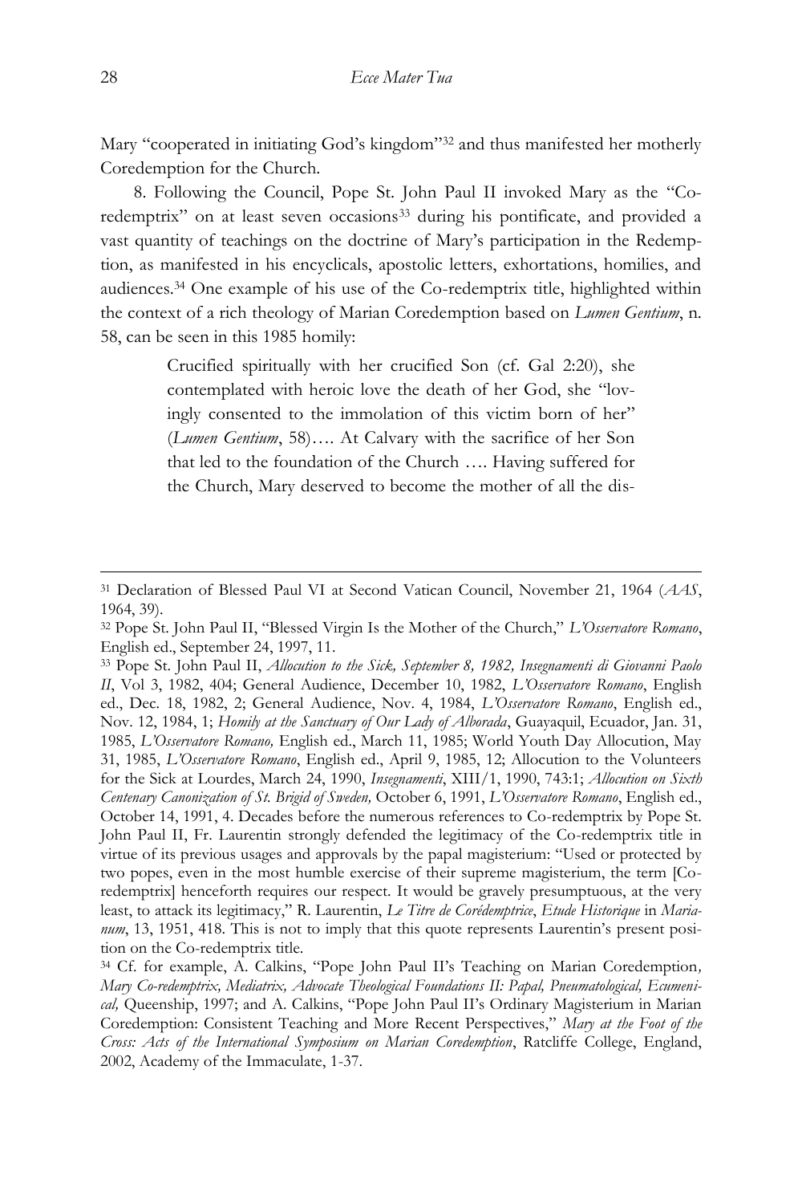Mary "cooperated in initiating God's kingdom"[32] and thus manifested her motherly Coredemption for the Church.

8. Following the Council, Pope St. John Paul II invoked Mary as the "Co-redemptrix" on at least seven occasions[33] during his pontificate, and provided a vast quantity of teachings on the doctrine of Mary's participation in the Redemption, as manifested in his encyclicals, apostolic letters, exhortations, homilies, and audiences.[34] One example of his use of the Co-redemptrix title, highlighted within the context of a rich theology of Marian Coredemption based on *Lumen Gentium*, n. 58, can be seen in this 1985 homily:

> Crucified spiritually with her crucified Son (cf. Gal 2:20), she contemplated with heroic love the death of her God, she "lovingly consented to the immolation of this victim born of her" (*Lumen Gentium*, 58)…. At Calvary with the sacrifice of her Son that led to the foundation of the Church …. Having suffered for the Church, Mary deserved to become the mother of all the dis-

---

[31] Declaration of Blessed Paul VI at Second Vatican Council, November 21, 1964 (*AAS*, 1964, 39).

[32] Pope St. John Paul II, "Blessed Virgin Is the Mother of the Church," *L'Osservatore Romano*, English ed., September 24, 1997, 11.

[33] Pope St. John Paul II, *Allocution to the Sick, September 8, 1982, Insegnamenti di Giovanni Paolo II*, Vol 3, 1982, 404; General Audience, December 10, 1982, *L'Osservatore Romano*, English ed., Dec. 18, 1982, 2; General Audience, Nov. 4, 1984, *L'Osservatore Romano*, English ed., Nov. 12, 1984, 1; *Homily at the Sanctuary of Our Lady of Alborada*, Guayaquil, Ecuador, Jan. 31, 1985, *L'Osservatore Romano,* English ed., March 11, 1985; World Youth Day Allocution, May 31, 1985, *L'Osservatore Romano*, English ed., April 9, 1985, 12; Allocution to the Volunteers for the Sick at Lourdes, March 24, 1990, *Insegnamenti*, XIII/1, 1990, 743:1; *Allocution on Sixth Centenary Canonization of St. Brigid of Sweden,* October 6, 1991, *L'Osservatore Romano*, English ed., October 14, 1991, 4. Decades before the numerous references to Co-redemptrix by Pope St. John Paul II, Fr. Laurentin strongly defended the legitimacy of the Co-redemptrix title in virtue of its previous usages and approvals by the papal magisterium: "Used or protected by two popes, even in the most humble exercise of their supreme magisterium, the term [Co-redemptrix] henceforth requires our respect. It would be gravely presumptuous, at the very least, to attack its legitimacy," R. Laurentin, *Le Titre de Corédemptrice*, *Etude Historique* in *Marianum*, 13, 1951, 418. This is not to imply that this quote represents Laurentin's present position on the Co-redemptrix title.

[34] Cf. for example, A. Calkins, "Pope John Paul II's Teaching on Marian Coredemption*, Mary Co-redemptrix, Mediatrix, Advocate Theological Foundations II: Papal, Pneumatological, Ecumenical,* Queenship, 1997; and A. Calkins, "Pope John Paul II's Ordinary Magisterium in Marian Coredemption: Consistent Teaching and More Recent Perspectives," *Mary at the Foot of the Cross: Acts of the International Symposium on Marian Coredemption*, Ratcliffe College, England, 2002, Academy of the Immaculate, 1-37.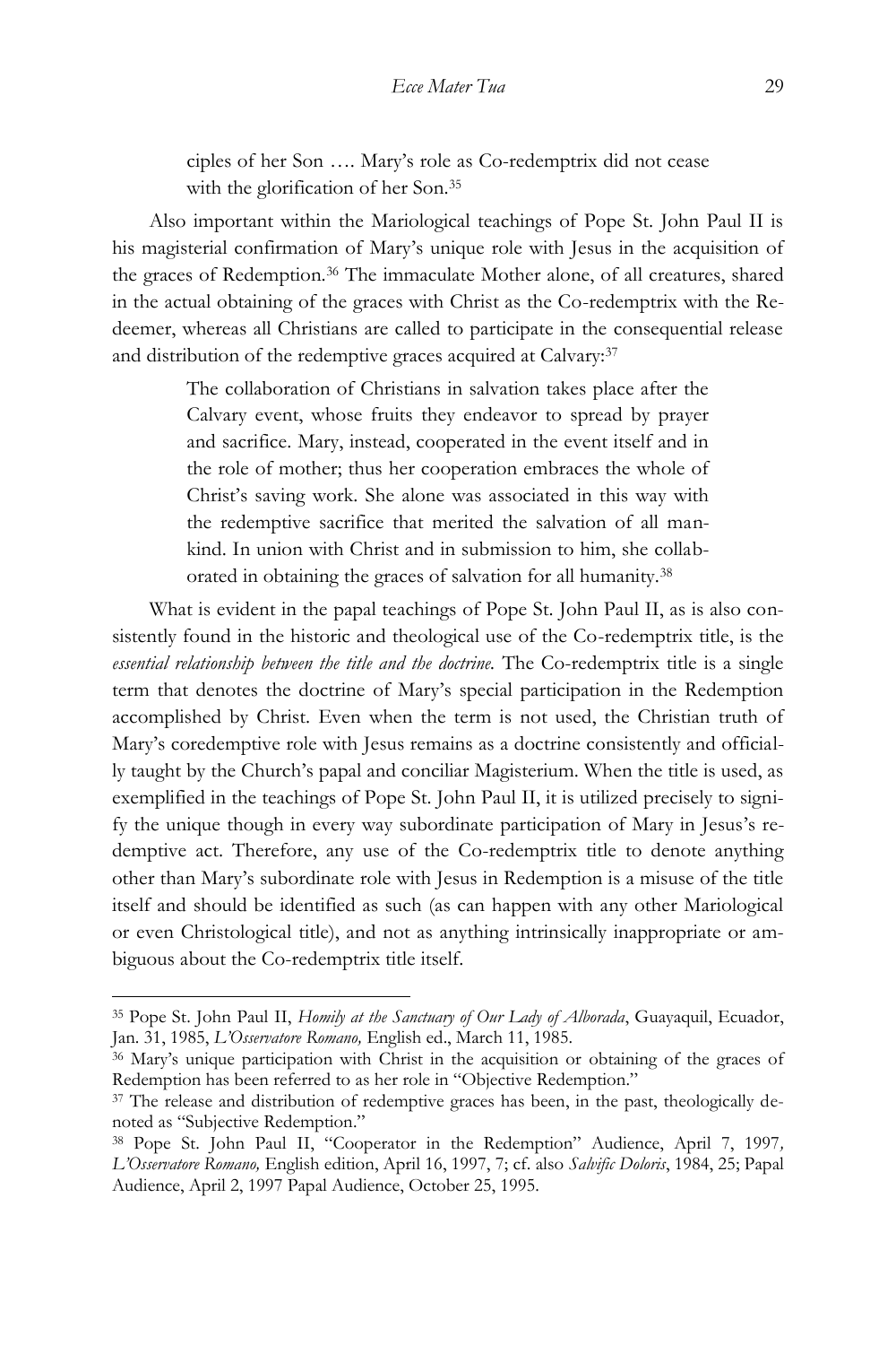> ciples of her Son …. Mary's role as Co-redemptrix did not cease with the glorification of her Son.[35]

Also important within the Mariological teachings of Pope St. John Paul II is his magisterial confirmation of Mary's unique role with Jesus in the acquisition of the graces of Redemption.[36] The immaculate Mother alone, of all creatures, shared in the actual obtaining of the graces with Christ as the Co-redemptrix with the Redeemer, whereas all Christians are called to participate in the consequential release and distribution of the redemptive graces acquired at Calvary:[37]

> The collaboration of Christians in salvation takes place after the Calvary event, whose fruits they endeavor to spread by prayer and sacrifice. Mary, instead, cooperated in the event itself and in the role of mother; thus her cooperation embraces the whole of Christ's saving work. She alone was associated in this way with the redemptive sacrifice that merited the salvation of all mankind. In union with Christ and in submission to him, she collaborated in obtaining the graces of salvation for all humanity.[38]

What is evident in the papal teachings of Pope St. John Paul II, as is also consistently found in the historic and theological use of the Co-redemptrix title, is the *essential relationship between the title and the doctrine.* The Co-redemptrix title is a single term that denotes the doctrine of Mary's special participation in the Redemption accomplished by Christ. Even when the term is not used, the Christian truth of Mary's coredemptive role with Jesus remains as a doctrine consistently and officially taught by the Church's papal and conciliar Magisterium. When the title is used, as exemplified in the teachings of Pope St. John Paul II, it is utilized precisely to signify the unique though in every way subordinate participation of Mary in Jesus's redemptive act. Therefore, any use of the Co-redemptrix title to denote anything other than Mary's subordinate role with Jesus in Redemption is a misuse of the title itself and should be identified as such (as can happen with any other Mariological or even Christological title), and not as anything intrinsically inappropriate or ambiguous about the Co-redemptrix title itself.

---

[35] Pope St. John Paul II, *Homily at the Sanctuary of Our Lady of Alborada*, Guayaquil, Ecuador, Jan. 31, 1985, *L'Osservatore Romano,* English ed., March 11, 1985.

[36] Mary's unique participation with Christ in the acquisition or obtaining of the graces of Redemption has been referred to as her role in "Objective Redemption."

[37] The release and distribution of redemptive graces has been, in the past, theologically denoted as "Subjective Redemption."

[38] Pope St. John Paul II, "Cooperator in the Redemption" Audience, April 7, 1997*, L'Osservatore Romano,* English edition, April 16, 1997, 7; cf. also *Salvific Doloris*, 1984, 25; Papal Audience, April 2, 1997 Papal Audience, October 25, 1995.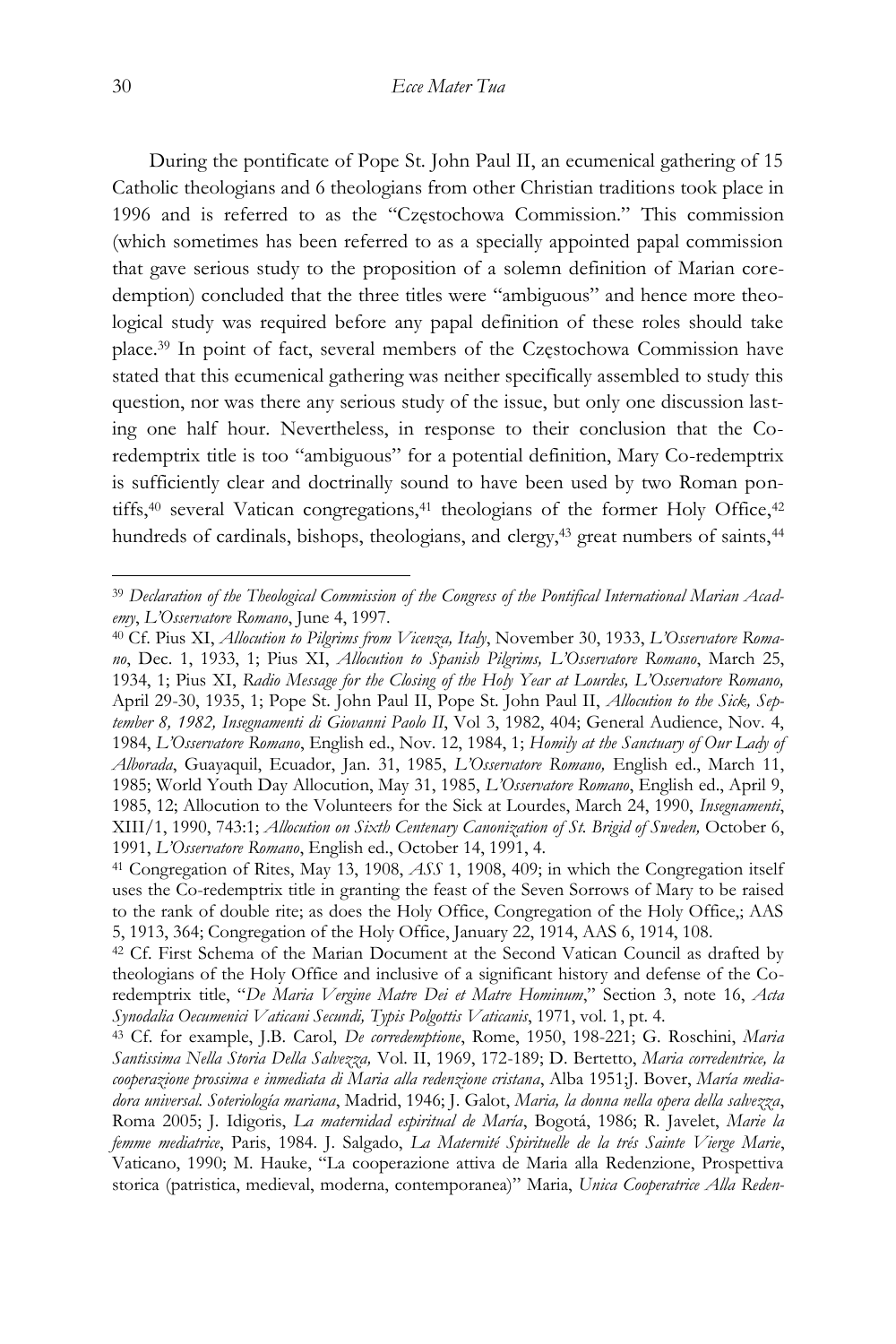During the pontificate of Pope St. John Paul II, an ecumenical gathering of 15 Catholic theologians and 6 theologians from other Christian traditions took place in 1996 and is referred to as the "Częstochowa Commission." This commission (which sometimes has been referred to as a specially appointed papal commission that gave serious study to the proposition of a solemn definition of Marian coredemption) concluded that the three titles were "ambiguous" and hence more theological study was required before any papal definition of these roles should take place.[39] In point of fact, several members of the Częstochowa Commission have stated that this ecumenical gathering was neither specifically assembled to study this question, nor was there any serious study of the issue, but only one discussion lasting one half hour. Nevertheless, in response to their conclusion that the Co-redemptrix title is too "ambiguous" for a potential definition, Mary Co-redemptrix is sufficiently clear and doctrinally sound to have been used by two Roman pontiffs,[40] several Vatican congregations,[41] theologians of the former Holy Office,[42] hundreds of cardinals, bishops, theologians, and clergy,[43] great numbers of saints,[44]

---

[39] *Declaration of the Theological Commission of the Congress of the Pontifical International Marian Academy*, *L'Osservatore Romano*, June 4, 1997.

[40] Cf. Pius XI, *Allocution to Pilgrims from Vicenza, Italy*, November 30, 1933, *L'Osservatore Romano*, Dec. 1, 1933, 1; Pius XI, *Allocution to Spanish Pilgrims, L'Osservatore Romano*, March 25, 1934, 1; Pius XI, *Radio Message for the Closing of the Holy Year at Lourdes, L'Osservatore Romano,* April 29-30, 1935, 1; Pope St. John Paul II, Pope St. John Paul II, *Allocution to the Sick, September 8, 1982, Insegnamenti di Giovanni Paolo II*, Vol 3, 1982, 404; General Audience, Nov. 4, 1984, *L'Osservatore Romano*, English ed., Nov. 12, 1984, 1; *Homily at the Sanctuary of Our Lady of Alborada*, Guayaquil, Ecuador, Jan. 31, 1985, *L'Osservatore Romano,* English ed., March 11, 1985; World Youth Day Allocution, May 31, 1985, *L'Osservatore Romano*, English ed., April 9, 1985, 12; Allocution to the Volunteers for the Sick at Lourdes, March 24, 1990, *Insegnamenti*, XIII/1, 1990, 743:1; *Allocution on Sixth Centenary Canonization of St. Brigid of Sweden,* October 6, 1991, *L'Osservatore Romano*, English ed., October 14, 1991, 4.

[41] Congregation of Rites, May 13, 1908, *ASS* 1, 1908, 409; in which the Congregation itself uses the Co-redemptrix title in granting the feast of the Seven Sorrows of Mary to be raised to the rank of double rite; as does the Holy Office, Congregation of the Holy Office,; AAS 5, 1913, 364; Congregation of the Holy Office, January 22, 1914, AAS 6, 1914, 108.

[42] Cf. First Schema of the Marian Document at the Second Vatican Council as drafted by theologians of the Holy Office and inclusive of a significant history and defense of the Co-redemptrix title, "*De Maria Vergine Matre Dei et Matre Hominum*," Section 3, note 16, *Acta Synodalia Oecumenici Vaticani Secundi, Typis Polgottis Vaticanis*, 1971, vol. 1, pt. 4.

[43] Cf. for example, J.B. Carol, *De corredemptione*, Rome, 1950, 198-221; G. Roschini, *Maria Santissima Nella Storia Della Salvezza,* Vol. II, 1969, 172-189; D. Bertetto, *Maria corredentrice, la cooperazione prossima e inmediata di Maria alla redenzione cristana*, Alba 1951;J. Bover, *María mediadora universal. Soteriología mariana*, Madrid, 1946; J. Galot, *Maria, la donna nella opera della salvezza*, Roma 2005; J. Idigoris, *La maternidad espiritual de María*, Bogotá, 1986; R. Javelet, *Marie la femme mediatrice*, Paris, 1984. J. Salgado, *La Maternité Spirituelle de la trés Sainte Vierge Marie*, Vaticano, 1990; M. Hauke, "La cooperazione attiva de Maria alla Redenzione, Prospettiva storica (patristica, medieval, moderna, contemporanea)" Maria, *Unica Cooperatrice Alla Reden-*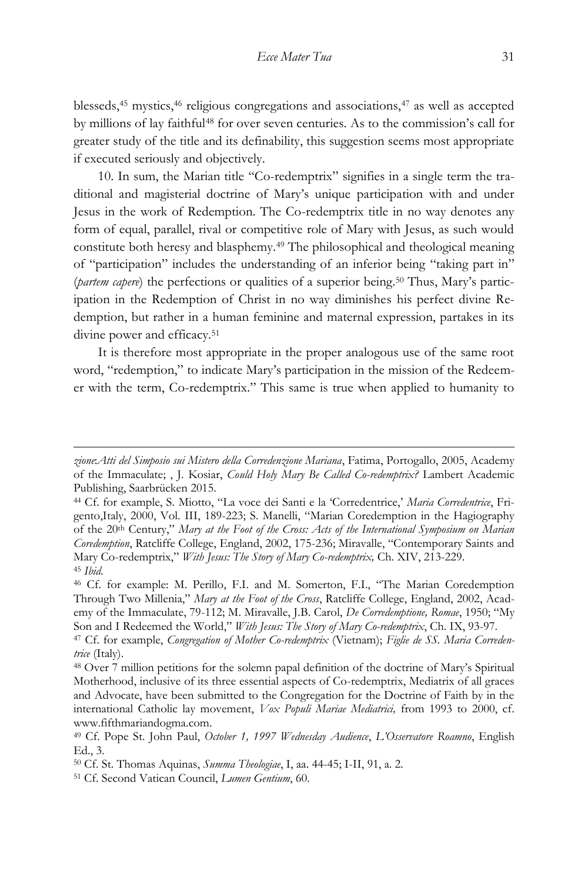blesseds,[45] mystics,[46] religious congregations and associations,[47] as well as accepted by millions of lay faithful[48] for over seven centuries. As to the commission's call for greater study of the title and its definability, this suggestion seems most appropriate if executed seriously and objectively.

10. In sum, the Marian title "Co-redemptrix" signifies in a single term the traditional and magisterial doctrine of Mary's unique participation with and under Jesus in the work of Redemption. The Co-redemptrix title in no way denotes any form of equal, parallel, rival or competitive role of Mary with Jesus, as such would constitute both heresy and blasphemy.[49] The philosophical and theological meaning of "participation" includes the understanding of an inferior being "taking part in" (*partem capere*) the perfections or qualities of a superior being.[50] Thus, Mary's participation in the Redemption of Christ in no way diminishes his perfect divine Redemption, but rather in a human feminine and maternal expression, partakes in its divine power and efficacy.[51]

It is therefore most appropriate in the proper analogous use of the same root word, "redemption," to indicate Mary's participation in the mission of the Redeemer with the term, Co-redemptrix." This same is true when applied to humanity to

---

*zione:Atti del Simposio sui Mistero della Corredenzione Mariana*, Fatima, Portogallo, 2005, Academy of the Immaculate; , J. Kosiar, *Could Holy Mary Be Called Co-redemptrix?* Lambert Academic Publishing, Saarbrücken 2015.

[44] Cf. for example, S. Miotto, "La voce dei Santi e la 'Corredentrice,' *Maria Corredentrice*, Frigento,Italy, 2000, Vol. III, 189-223; S. Manelli, "Marian Coredemption in the Hagiography of the 20th Century," *Mary at the Foot of the Cross: Acts of the International Symposium on Marian Coredemption*, Ratcliffe College, England, 2002, 175-236; Miravalle, "Contemporary Saints and Mary Co-redemptrix," *With Jesus: The Story of Mary Co-redemptrix,* Ch. XIV, 213-229.

[45] *Ibid.*

[46] Cf. for example: M. Perillo, F.I. and M. Somerton, F.I., "The Marian Coredemption Through Two Millenia," *Mary at the Foot of the Cross*, Ratcliffe College, England, 2002, Academy of the Immaculate, 79-112; M. Miravalle, J.B. Carol, *De Corredemptione, Romae*, 1950; "My Son and I Redeemed the World," *With Jesus: The Story of Mary Co-redemptrix*, Ch. IX, 93-97.

[47] Cf. for example, *Congregation of Mother Co-redemptrix* (Vietnam); *Figlie de SS. Maria Corredentrice* (Italy).

[48] Over 7 million petitions for the solemn papal definition of the doctrine of Mary's Spiritual Motherhood, inclusive of its three essential aspects of Co-redemptrix, Mediatrix of all graces and Advocate, have been submitted to the Congregation for the Doctrine of Faith by in the international Catholic lay movement, *Vox Populi Mariae Mediatrici,* from 1993 to 2000, cf. www.fifthmariandogma.com.

[49] Cf. Pope St. John Paul, *October 1, 1997 Wednesday Audience*, *L'Osservatore Roamno*, English Ed., 3.

[50] Cf. St. Thomas Aquinas, *Summa Theologiae*, I, aa. 44-45; I-II, 91, a. 2.

[51] Cf. Second Vatican Council, *Lumen Gentium*, 60.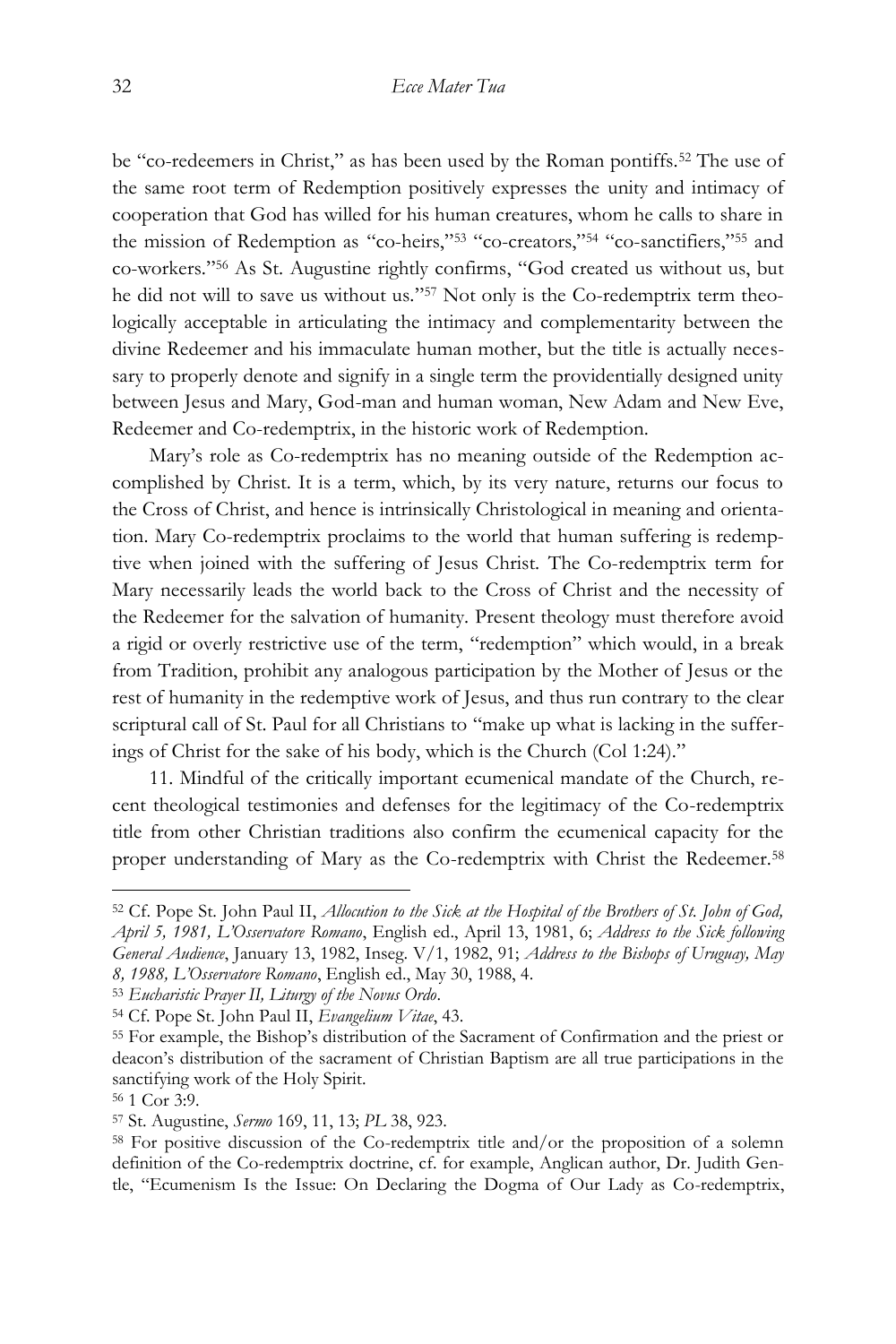be "co-redeemers in Christ," as has been used by the Roman pontiffs.[52] The use of the same root term of Redemption positively expresses the unity and intimacy of cooperation that God has willed for his human creatures, whom he calls to share in the mission of Redemption as "co-heirs,"[53] "co-creators,"[54] "co-sanctifiers,"[55] and co-workers."[56] As St. Augustine rightly confirms, "God created us without us, but he did not will to save us without us."[57] Not only is the Co-redemptrix term theologically acceptable in articulating the intimacy and complementarity between the divine Redeemer and his immaculate human mother, but the title is actually necessary to properly denote and signify in a single term the providentially designed unity between Jesus and Mary, God-man and human woman, New Adam and New Eve, Redeemer and Co-redemptrix, in the historic work of Redemption.

Mary's role as Co-redemptrix has no meaning outside of the Redemption accomplished by Christ. It is a term, which, by its very nature, returns our focus to the Cross of Christ, and hence is intrinsically Christological in meaning and orientation. Mary Co-redemptrix proclaims to the world that human suffering is redemptive when joined with the suffering of Jesus Christ. The Co-redemptrix term for Mary necessarily leads the world back to the Cross of Christ and the necessity of the Redeemer for the salvation of humanity. Present theology must therefore avoid a rigid or overly restrictive use of the term, "redemption" which would, in a break from Tradition, prohibit any analogous participation by the Mother of Jesus or the rest of humanity in the redemptive work of Jesus, and thus run contrary to the clear scriptural call of St. Paul for all Christians to "make up what is lacking in the sufferings of Christ for the sake of his body, which is the Church (Col 1:24)."

11. Mindful of the critically important ecumenical mandate of the Church, recent theological testimonies and defenses for the legitimacy of the Co-redemptrix title from other Christian traditions also confirm the ecumenical capacity for the proper understanding of Mary as the Co-redemptrix with Christ the Redeemer.[58]

---

[52] Cf. Pope St. John Paul II, *Allocution to the Sick at the Hospital of the Brothers of St. John of God, April 5, 1981, L'Osservatore Romano*, English ed., April 13, 1981, 6; *Address to the Sick following General Audience*, January 13, 1982, Inseg. V/1, 1982, 91; *Address to the Bishops of Uruguay, May 8, 1988, L'Osservatore Romano*, English ed., May 30, 1988, 4.

[53] *Eucharistic Prayer II, Liturgy of the Novus Ordo*.

[54] Cf. Pope St. John Paul II, *Evangelium Vitae*, 43.

[55] For example, the Bishop's distribution of the Sacrament of Confirmation and the priest or deacon's distribution of the sacrament of Christian Baptism are all true participations in the sanctifying work of the Holy Spirit.

[56] 1 Cor 3:9.

[57] St. Augustine, *Sermo* 169, 11, 13; *PL* 38, 923.

[58] For positive discussion of the Co-redemptrix title and/or the proposition of a solemn definition of the Co-redemptrix doctrine, cf. for example, Anglican author, Dr. Judith Gentle, "Ecumenism Is the Issue: On Declaring the Dogma of Our Lady as Co-redemptrix,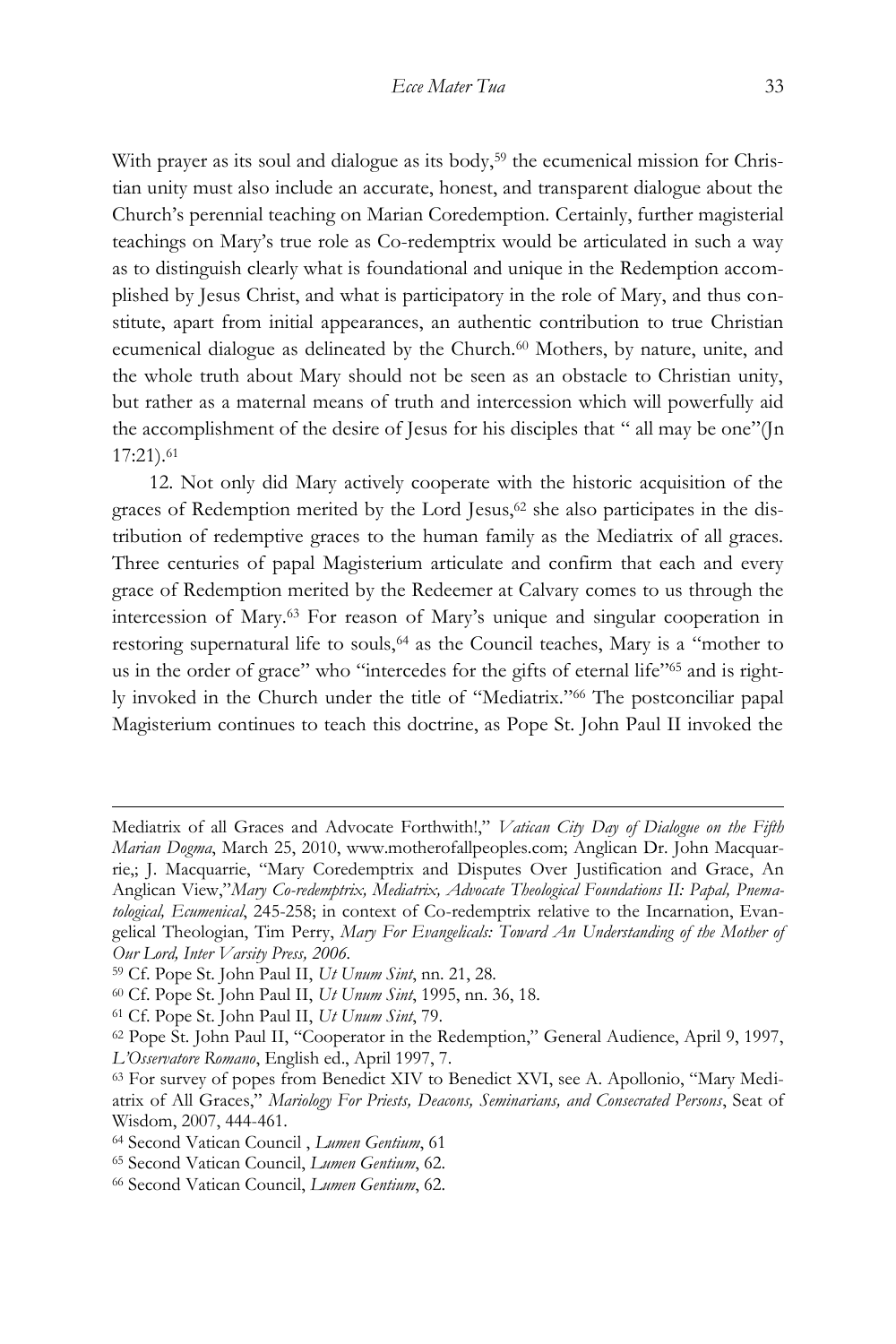With prayer as its soul and dialogue as its body,[59] the ecumenical mission for Christian unity must also include an accurate, honest, and transparent dialogue about the Church's perennial teaching on Marian Coredemption. Certainly, further magisterial teachings on Mary's true role as Co-redemptrix would be articulated in such a way as to distinguish clearly what is foundational and unique in the Redemption accomplished by Jesus Christ, and what is participatory in the role of Mary, and thus constitute, apart from initial appearances, an authentic contribution to true Christian ecumenical dialogue as delineated by the Church.[60] Mothers, by nature, unite, and the whole truth about Mary should not be seen as an obstacle to Christian unity, but rather as a maternal means of truth and intercession which will powerfully aid the accomplishment of the desire of Jesus for his disciples that " all may be one"(Jn 17:21).[61]

12. Not only did Mary actively cooperate with the historic acquisition of the graces of Redemption merited by the Lord Jesus,[62] she also participates in the distribution of redemptive graces to the human family as the Mediatrix of all graces. Three centuries of papal Magisterium articulate and confirm that each and every grace of Redemption merited by the Redeemer at Calvary comes to us through the intercession of Mary.[63] For reason of Mary's unique and singular cooperation in restoring supernatural life to souls,[64] as the Council teaches, Mary is a "mother to us in the order of grace" who "intercedes for the gifts of eternal life"[65] and is rightly invoked in the Church under the title of "Mediatrix."[66] The postconciliar papal Magisterium continues to teach this doctrine, as Pope St. John Paul II invoked the

---

Mediatrix of all Graces and Advocate Forthwith!," *Vatican City Day of Dialogue on the Fifth Marian Dogma*, March 25, 2010, www.motherofallpeoples.com; Anglican Dr. John Macquarrie,; J. Macquarrie, "Mary Coredemptrix and Disputes Over Justification and Grace, An Anglican View,"*Mary Co-redemptrix, Mediatrix, Advocate Theological Foundations II: Papal, Pnematological, Ecumenical*, 245-258; in context of Co-redemptrix relative to the Incarnation, Evangelical Theologian, Tim Perry, *Mary For Evangelicals: Toward An Understanding of the Mother of Our Lord, Inter Varsity Press, 2006*.

[59] Cf. Pope St. John Paul II, *Ut Unum Sint*, nn. 21, 28.

[60] Cf. Pope St. John Paul II, *Ut Unum Sint*, 1995, nn. 36, 18.

[61] Cf. Pope St. John Paul II, *Ut Unum Sint*, 79.

[62] Pope St. John Paul II, "Cooperator in the Redemption," General Audience, April 9, 1997, *L'Osservatore Romano*, English ed., April 1997, 7.

[63] For survey of popes from Benedict XIV to Benedict XVI, see A. Apollonio, "Mary Mediatrix of All Graces," *Mariology For Priests, Deacons, Seminarians, and Consecrated Persons*, Seat of Wisdom, 2007, 444-461.

[64] Second Vatican Council , *Lumen Gentium*, 61

[65] Second Vatican Council, *Lumen Gentium*, 62.

[66] Second Vatican Council, *Lumen Gentium*, 62.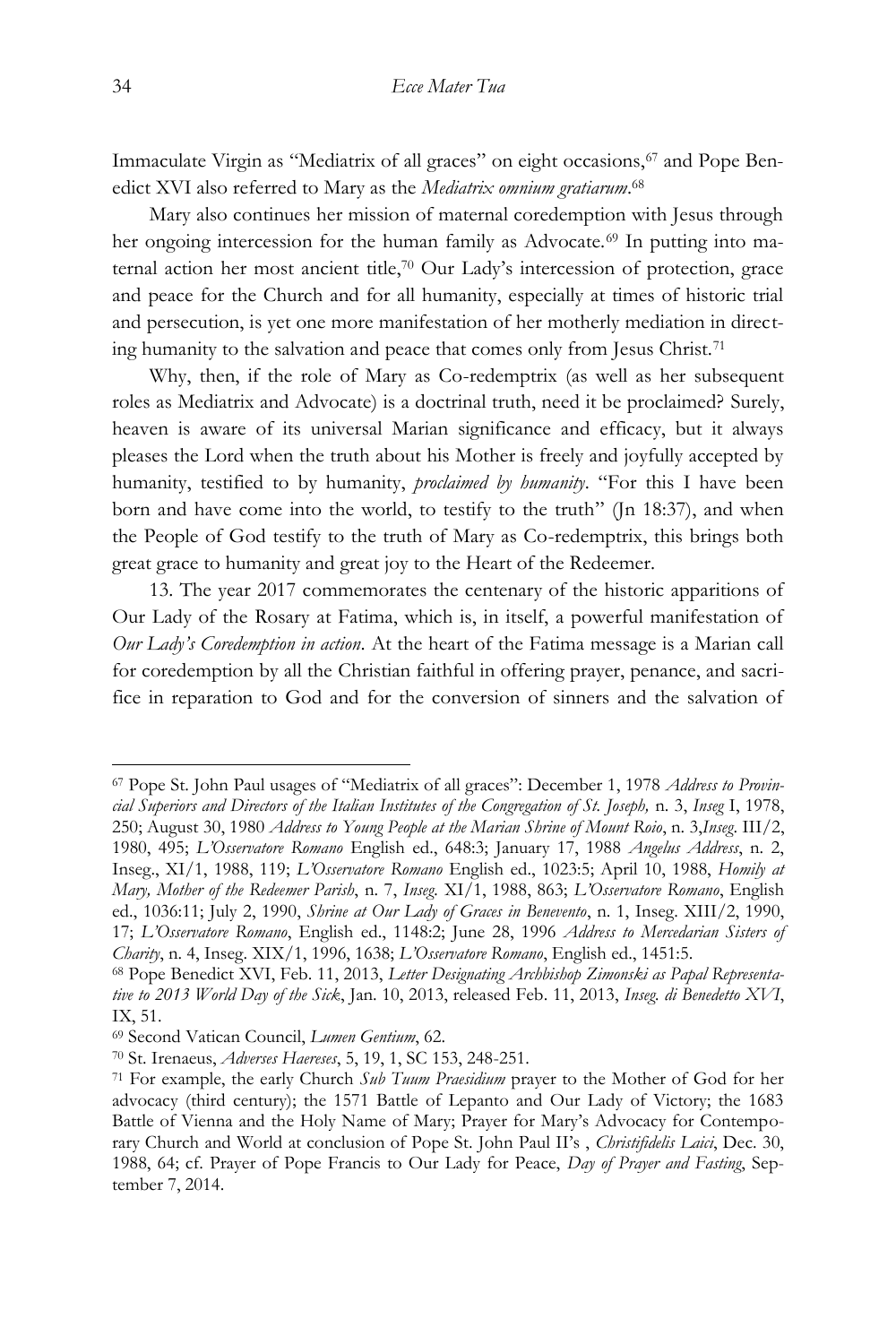Immaculate Virgin as "Mediatrix of all graces" on eight occasions,[67] and Pope Benedict XVI also referred to Mary as the *Mediatrix omnium gratiarum*.[68]

Mary also continues her mission of maternal coredemption with Jesus through her ongoing intercession for the human family as Advocate.[69] In putting into maternal action her most ancient title,[70] Our Lady's intercession of protection, grace and peace for the Church and for all humanity, especially at times of historic trial and persecution, is yet one more manifestation of her motherly mediation in directing humanity to the salvation and peace that comes only from Jesus Christ.[71]

Why, then, if the role of Mary as Co-redemptrix (as well as her subsequent roles as Mediatrix and Advocate) is a doctrinal truth, need it be proclaimed? Surely, heaven is aware of its universal Marian significance and efficacy, but it always pleases the Lord when the truth about his Mother is freely and joyfully accepted by humanity, testified to by humanity, *proclaimed by humanity*. "For this I have been born and have come into the world, to testify to the truth" (Jn 18:37), and when the People of God testify to the truth of Mary as Co-redemptrix, this brings both great grace to humanity and great joy to the Heart of the Redeemer.

13. The year 2017 commemorates the centenary of the historic apparitions of Our Lady of the Rosary at Fatima, which is, in itself, a powerful manifestation of *Our Lady's Coredemption in action*. At the heart of the Fatima message is a Marian call for coredemption by all the Christian faithful in offering prayer, penance, and sacrifice in reparation to God and for the conversion of sinners and the salvation of

---

[67] Pope St. John Paul usages of "Mediatrix of all graces": December 1, 1978 *Address to Provincial Superiors and Directors of the Italian Institutes of the Congregation of St. Joseph,* n. 3, *Inseg* I, 1978, 250; August 30, 1980 *Address to Young People at the Marian Shrine of Mount Roio*, n. 3,*Inseg*. III/2, 1980, 495; *L'Osservatore Romano* English ed., 648:3; January 17, 1988 *Angelus Address*, n. 2, Inseg., XI/1, 1988, 119; *L'Osservatore Romano* English ed., 1023:5; April 10, 1988, *Homily at Mary, Mother of the Redeemer Parish*, n. 7, *Inseg.* XI/1, 1988, 863; *L'Osservatore Romano*, English ed., 1036:11; July 2, 1990, *Shrine at Our Lady of Graces in Benevento*, n. 1, Inseg. XIII/2, 1990, 17; *L'Osservatore Romano*, English ed., 1148:2; June 28, 1996 *Address to Mercedarian Sisters of Charity*, n. 4, Inseg. XIX/1, 1996, 1638; *L'Osservatore Romano*, English ed., 1451:5.

[68] Pope Benedict XVI, Feb. 11, 2013, *Letter Designating Archbishop Zimonski as Papal Representative to 2013 World Day of the Sick*, Jan. 10, 2013, released Feb. 11, 2013, *Inseg. di Benedetto XVI*, IX, 51.

[69] Second Vatican Council, *Lumen Gentium*, 62.

[70] St. Irenaeus, *Adverses Haereses*, 5, 19, 1, SC 153, 248-251.

[71] For example, the early Church *Sub Tuum Praesidium* prayer to the Mother of God for her advocacy (third century); the 1571 Battle of Lepanto and Our Lady of Victory; the 1683 Battle of Vienna and the Holy Name of Mary; Prayer for Mary's Advocacy for Contemporary Church and World at conclusion of Pope St. John Paul II's , *Christifidelis Laici*, Dec. 30, 1988, 64; cf. Prayer of Pope Francis to Our Lady for Peace, *Day of Prayer and Fasting*, September 7, 2014.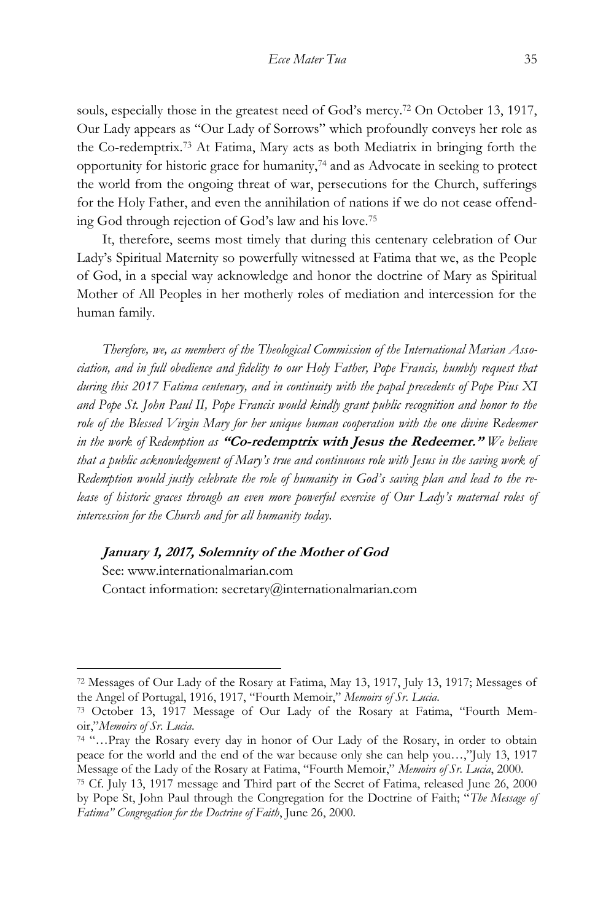souls, especially those in the greatest need of God's mercy.[72] On October 13, 1917, Our Lady appears as "Our Lady of Sorrows" which profoundly conveys her role as the Co-redemptrix.[73] At Fatima, Mary acts as both Mediatrix in bringing forth the opportunity for historic grace for humanity,[74] and as Advocate in seeking to protect the world from the ongoing threat of war, persecutions for the Church, sufferings for the Holy Father, and even the annihilation of nations if we do not cease offending God through rejection of God's law and his love.[75]

It, therefore, seems most timely that during this centenary celebration of Our Lady's Spiritual Maternity so powerfully witnessed at Fatima that we, as the People of God, in a special way acknowledge and honor the doctrine of Mary as Spiritual Mother of All Peoples in her motherly roles of mediation and intercession for the human family.

*Therefore, we, as members of the Theological Commission of the International Marian Association, and in full obedience and fidelity to our Holy Father, Pope Francis, humbly request that during this 2017 Fatima centenary, and in continuity with the papal precedents of Pope Pius XI and Pope St. John Paul II, Pope Francis would kindly grant public recognition and honor to the role of the Blessed Virgin Mary for her unique human cooperation with the one divine Redeemer in the work of Redemption as* ***"Co-redemptrix with Jesus the Redeemer."*** *We believe that a public acknowledgement of Mary's true and continuous role with Jesus in the saving work of Redemption would justly celebrate the role of humanity in God's saving plan and lead to the release of historic graces through an even more powerful exercise of Our Lady's maternal roles of intercession for the Church and for all humanity today.*

***January 1, 2017, Solemnity of the Mother of God***

See: www.internationalmarian.com

Contact information: secretary@internationalmarian.com

---

[72] Messages of Our Lady of the Rosary at Fatima, May 13, 1917, July 13, 1917; Messages of the Angel of Portugal, 1916, 1917, "Fourth Memoir," *Memoirs of Sr. Lucia*.

[73] October 13, 1917 Message of Our Lady of the Rosary at Fatima, "Fourth Memoir,"*Memoirs of Sr. Lucia*.

[74] "…Pray the Rosary every day in honor of Our Lady of the Rosary, in order to obtain peace for the world and the end of the war because only she can help you…,"July 13, 1917 Message of the Lady of the Rosary at Fatima, "Fourth Memoir," *Memoirs of Sr. Lucia*, 2000.

[75] Cf. July 13, 1917 message and Third part of the Secret of Fatima, released June 26, 2000 by Pope St, John Paul through the Congregation for the Doctrine of Faith; "*The Message of Fatima" Congregation for the Doctrine of Faith*, June 26, 2000.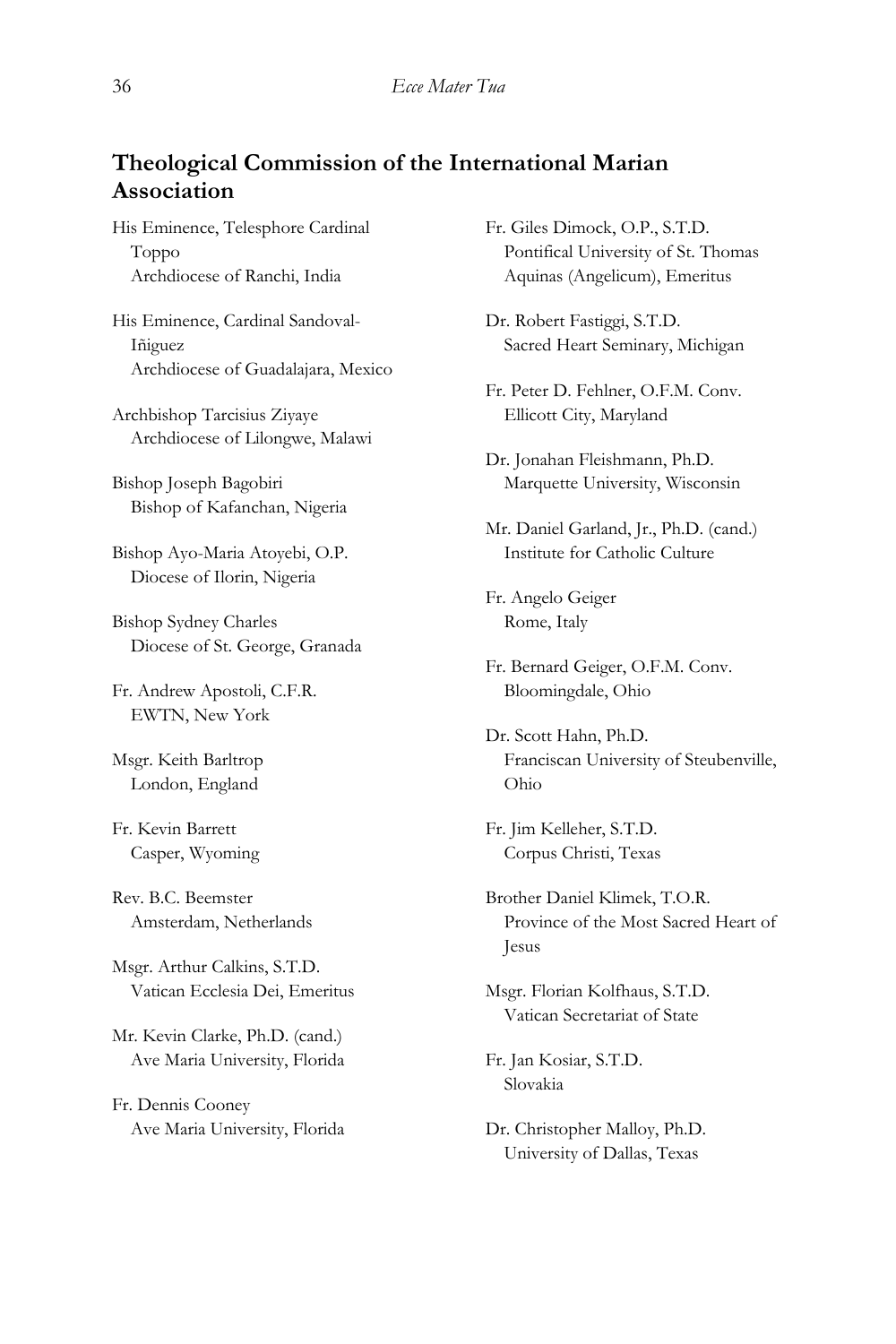## Theological Commission of the International Marian Association

His Eminence, Telesphore Cardinal Toppo
Archdiocese of Ranchi, India

His Eminence, Cardinal Sandoval-Iñiguez
Archdiocese of Guadalajara, Mexico

Archbishop Tarcisius Ziyaye
Archdiocese of Lilongwe, Malawi

Bishop Joseph Bagobiri
Bishop of Kafanchan, Nigeria

Bishop Ayo-Maria Atoyebi, O.P.
Diocese of Ilorin, Nigeria

Bishop Sydney Charles
Diocese of St. George, Granada

Fr. Andrew Apostoli, C.F.R.
EWTN, New York

Msgr. Keith Barltrop
London, England

Fr. Kevin Barrett
Casper, Wyoming

Rev. B.C. Beemster
Amsterdam, Netherlands

Msgr. Arthur Calkins, S.T.D.
Vatican Ecclesia Dei, Emeritus

Mr. Kevin Clarke, Ph.D. (cand.)
Ave Maria University, Florida

Fr. Dennis Cooney
Ave Maria University, Florida

Fr. Giles Dimock, O.P., S.T.D.
Pontifical University of St. Thomas Aquinas (Angelicum), Emeritus

Dr. Robert Fastiggi, S.T.D.
Sacred Heart Seminary, Michigan

Fr. Peter D. Fehlner, O.F.M. Conv.
Ellicott City, Maryland

Dr. Jonahan Fleishmann, Ph.D.
Marquette University, Wisconsin

Mr. Daniel Garland, Jr., Ph.D. (cand.)
Institute for Catholic Culture

Fr. Angelo Geiger
Rome, Italy

Fr. Bernard Geiger, O.F.M. Conv.
Bloomingdale, Ohio

Dr. Scott Hahn, Ph.D.
Franciscan University of Steubenville, Ohio

Fr. Jim Kelleher, S.T.D.
Corpus Christi, Texas

Brother Daniel Klimek, T.O.R.
Province of the Most Sacred Heart of Jesus

Msgr. Florian Kolfhaus, S.T.D.
Vatican Secretariat of State

Fr. Jan Kosiar, S.T.D.
Slovakia

Dr. Christopher Malloy, Ph.D.
University of Dallas, Texas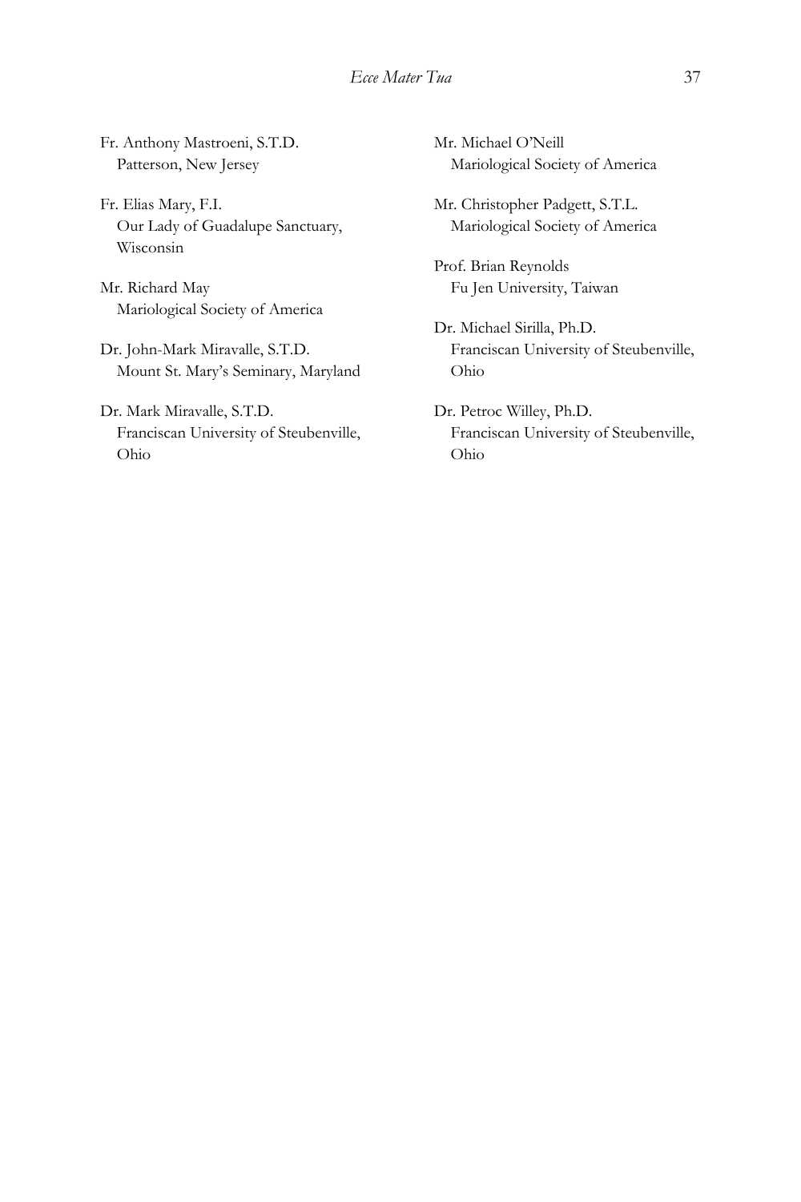Fr. Anthony Mastroeni, S.T.D.
Patterson, New Jersey

Fr. Elias Mary, F.I.
Our Lady of Guadalupe Sanctuary, Wisconsin

Mr. Richard May
Mariological Society of America

Dr. John-Mark Miravalle, S.T.D.
Mount St. Mary's Seminary, Maryland

Dr. Mark Miravalle, S.T.D.
Franciscan University of Steubenville, Ohio

Mr. Michael O'Neill
Mariological Society of America

Mr. Christopher Padgett, S.T.L.
Mariological Society of America

Prof. Brian Reynolds
Fu Jen University, Taiwan

Dr. Michael Sirilla, Ph.D.
Franciscan University of Steubenville, Ohio

Dr. Petroc Willey, Ph.D.
Franciscan University of Steubenville, Ohio